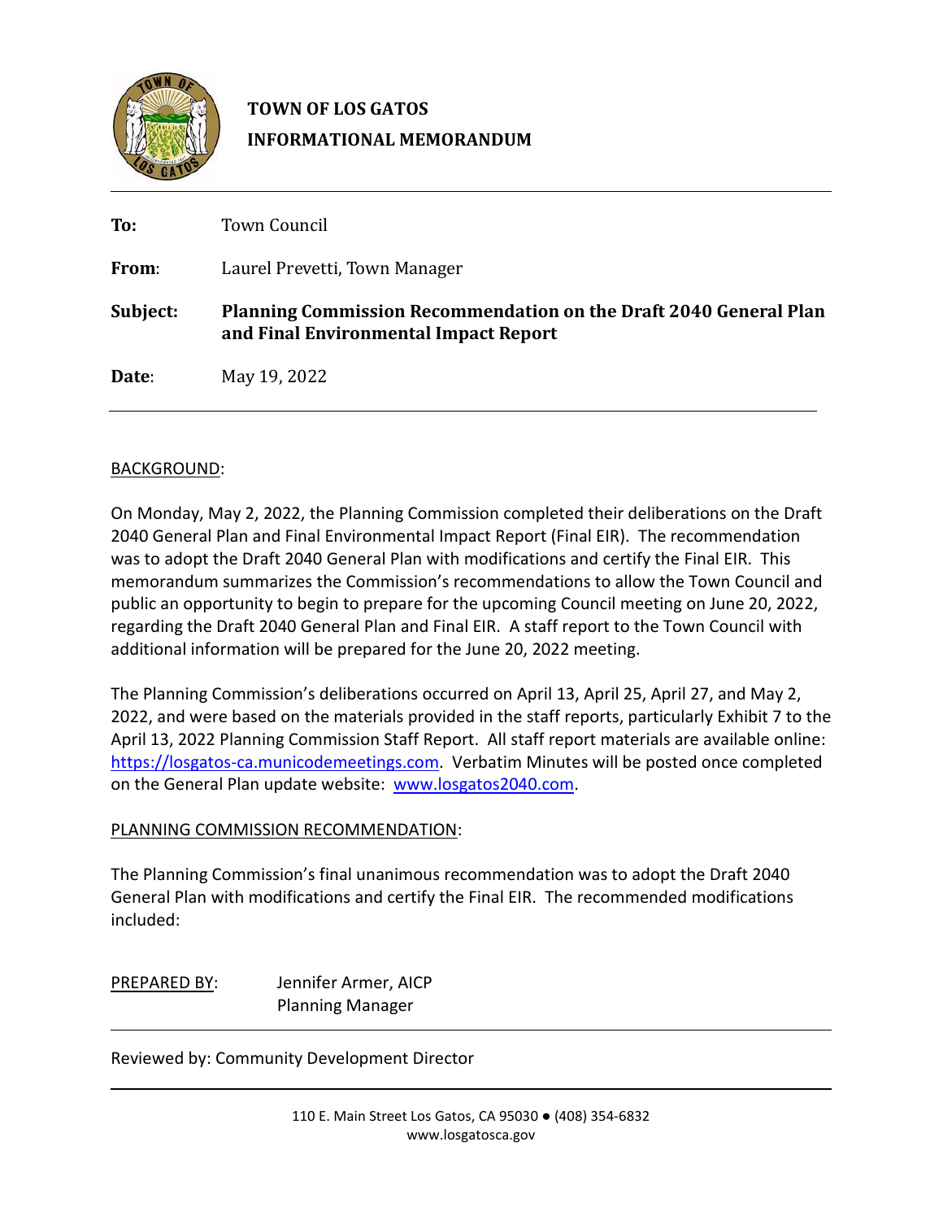# TOWN OF LOS GATOS
# INFORMATIONAL MEMORANDUM

**To:** Town Council

**From**: Laurel Prevetti, Town Manager

**Subject:** **Planning Commission Recommendation on the Draft 2040 General Plan and Final Environmental Impact Report**

**Date**: May 19, 2022

---

BACKGROUND:

On Monday, May 2, 2022, the Planning Commission completed their deliberations on the Draft 2040 General Plan and Final Environmental Impact Report (Final EIR). The recommendation was to adopt the Draft 2040 General Plan with modifications and certify the Final EIR. This memorandum summarizes the Commission's recommendations to allow the Town Council and public an opportunity to begin to prepare for the upcoming Council meeting on June 20, 2022, regarding the Draft 2040 General Plan and Final EIR. A staff report to the Town Council with additional information will be prepared for the June 20, 2022 meeting.

The Planning Commission's deliberations occurred on April 13, April 25, April 27, and May 2, 2022, and were based on the materials provided in the staff reports, particularly Exhibit 7 to the April 13, 2022 Planning Commission Staff Report. All staff report materials are available online: https://losgatos-ca.municodemeetings.com. Verbatim Minutes will be posted once completed on the General Plan update website: www.losgatos2040.com.

PLANNING COMMISSION RECOMMENDATION:

The Planning Commission's final unanimous recommendation was to adopt the Draft 2040 General Plan with modifications and certify the Final EIR. The recommended modifications included:

PREPARED BY: Jennifer Armer, AICP
Planning Manager

Reviewed by: Community Development Director

110 E. Main Street Los Gatos, CA 95030 ● (408) 354-6832
www.losgatosca.gov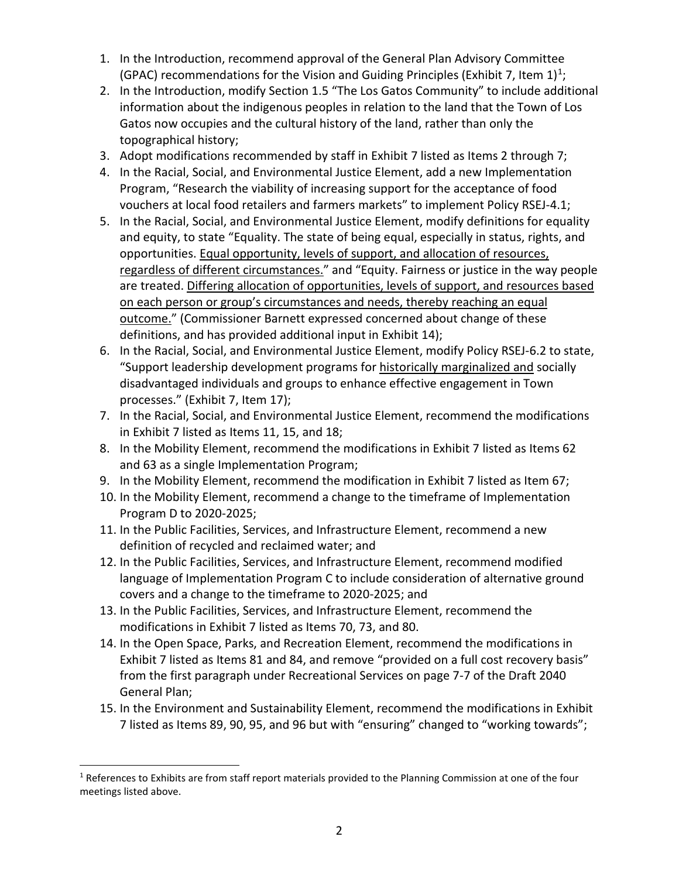1. In the Introduction, recommend approval of the General Plan Advisory Committee (GPAC) recommendations for the Vision and Guiding Principles (Exhibit 7, Item 1)[1];
2. In the Introduction, modify Section 1.5 "The Los Gatos Community" to include additional information about the indigenous peoples in relation to the land that the Town of Los Gatos now occupies and the cultural history of the land, rather than only the topographical history;
3. Adopt modifications recommended by staff in Exhibit 7 listed as Items 2 through 7;
4. In the Racial, Social, and Environmental Justice Element, add a new Implementation Program, "Research the viability of increasing support for the acceptance of food vouchers at local food retailers and farmers markets" to implement Policy RSEJ-4.1;
5. In the Racial, Social, and Environmental Justice Element, modify definitions for equality and equity, to state "Equality. The state of being equal, especially in status, rights, and opportunities. <u>Equal opportunity, levels of support, and allocation of resources, regardless of different circumstances.</u>" and "Equity. Fairness or justice in the way people are treated. <u>Differing allocation of opportunities, levels of support, and resources based on each person or group's circumstances and needs, thereby reaching an equal outcome.</u>" (Commissioner Barnett expressed concerned about change of these definitions, and has provided additional input in Exhibit 14);
6. In the Racial, Social, and Environmental Justice Element, modify Policy RSEJ-6.2 to state, "Support leadership development programs for <u>historically marginalized and</u> socially disadvantaged individuals and groups to enhance effective engagement in Town processes." (Exhibit 7, Item 17);
7. In the Racial, Social, and Environmental Justice Element, recommend the modifications in Exhibit 7 listed as Items 11, 15, and 18;
8. In the Mobility Element, recommend the modifications in Exhibit 7 listed as Items 62 and 63 as a single Implementation Program;
9. In the Mobility Element, recommend the modification in Exhibit 7 listed as Item 67;
10. In the Mobility Element, recommend a change to the timeframe of Implementation Program D to 2020-2025;
11. In the Public Facilities, Services, and Infrastructure Element, recommend a new definition of recycled and reclaimed water; and
12. In the Public Facilities, Services, and Infrastructure Element, recommend modified language of Implementation Program C to include consideration of alternative ground covers and a change to the timeframe to 2020-2025; and
13. In the Public Facilities, Services, and Infrastructure Element, recommend the modifications in Exhibit 7 listed as Items 70, 73, and 80.
14. In the Open Space, Parks, and Recreation Element, recommend the modifications in Exhibit 7 listed as Items 81 and 84, and remove "provided on a full cost recovery basis" from the first paragraph under Recreational Services on page 7-7 of the Draft 2040 General Plan;
15. In the Environment and Sustainability Element, recommend the modifications in Exhibit 7 listed as Items 89, 90, 95, and 96 but with "ensuring" changed to "working towards";

[1] References to Exhibits are from staff report materials provided to the Planning Commission at one of the four meetings listed above.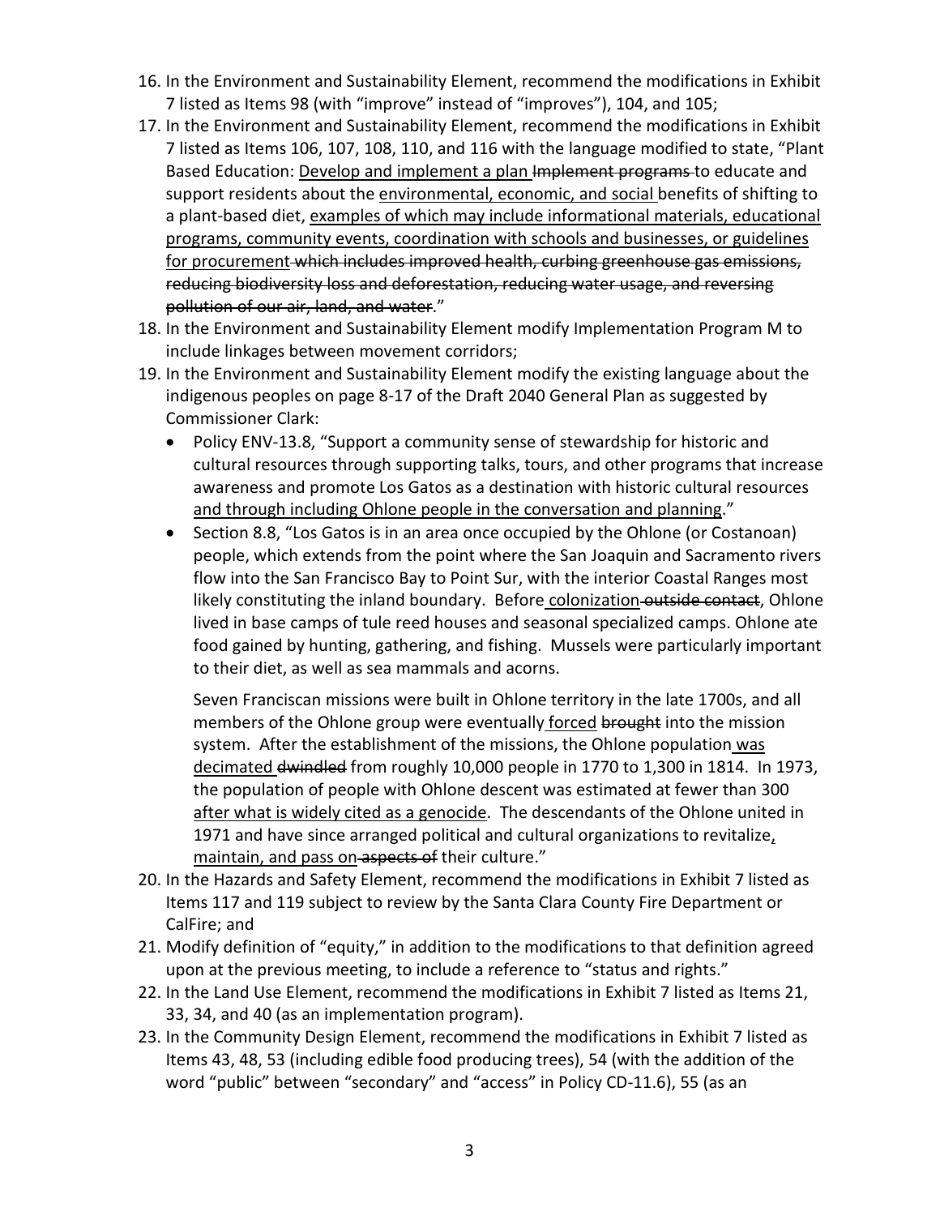16. In the Environment and Sustainability Element, recommend the modifications in Exhibit 7 listed as Items 98 (with "improve" instead of "improves"), 104, and 105;
17. In the Environment and Sustainability Element, recommend the modifications in Exhibit 7 listed as Items 106, 107, 108, 110, and 116 with the language modified to state, "Plant Based Education: <u>Develop and implement a plan</u> ~~Implement programs~~ to educate and support residents about the <u>environmental, economic, and social</u> benefits of shifting to a plant-based diet, <u>examples of which may include informational materials, educational programs, community events, coordination with schools and businesses, or guidelines for procurement</u> ~~which includes improved health, curbing greenhouse gas emissions, reducing biodiversity loss and deforestation, reducing water usage, and reversing pollution of our air, land, and water~~."
18. In the Environment and Sustainability Element modify Implementation Program M to include linkages between movement corridors;
19. In the Environment and Sustainability Element modify the existing language about the indigenous peoples on page 8-17 of the Draft 2040 General Plan as suggested by Commissioner Clark:
    - Policy ENV-13.8, "Support a community sense of stewardship for historic and cultural resources through supporting talks, tours, and other programs that increase awareness and promote Los Gatos as a destination with historic cultural resources <u>and through including Ohlone people in the conversation and planning</u>."
    - Section 8.8, "Los Gatos is in an area once occupied by the Ohlone (or Costanoan) people, which extends from the point where the San Joaquin and Sacramento rivers flow into the San Francisco Bay to Point Sur, with the interior Coastal Ranges most likely constituting the inland boundary. Before <u>colonization</u> ~~outside contact~~, Ohlone lived in base camps of tule reed houses and seasonal specialized camps. Ohlone ate food gained by hunting, gathering, and fishing. Mussels were particularly important to their diet, as well as sea mammals and acorns.

      Seven Franciscan missions were built in Ohlone territory in the late 1700s, and all members of the Ohlone group were eventually <u>forced</u> ~~brought~~ into the mission system. After the establishment of the missions, the Ohlone population <u>was decimated</u> ~~dwindled~~ from roughly 10,000 people in 1770 to 1,300 in 1814. In 1973, the population of people with Ohlone descent was estimated at fewer than 300 <u>after what is widely cited as a genocide</u>. The descendants of the Ohlone united in 1971 and have since arranged political and cultural organizations to revitalize<u>, maintain, and pass on</u> ~~aspects of~~ their culture."
20. In the Hazards and Safety Element, recommend the modifications in Exhibit 7 listed as Items 117 and 119 subject to review by the Santa Clara County Fire Department or CalFire; and
21. Modify definition of "equity," in addition to the modifications to that definition agreed upon at the previous meeting, to include a reference to "status and rights."
22. In the Land Use Element, recommend the modifications in Exhibit 7 listed as Items 21, 33, 34, and 40 (as an implementation program).
23. In the Community Design Element, recommend the modifications in Exhibit 7 listed as Items 43, 48, 53 (including edible food producing trees), 54 (with the addition of the word "public" between "secondary" and "access" in Policy CD-11.6), 55 (as an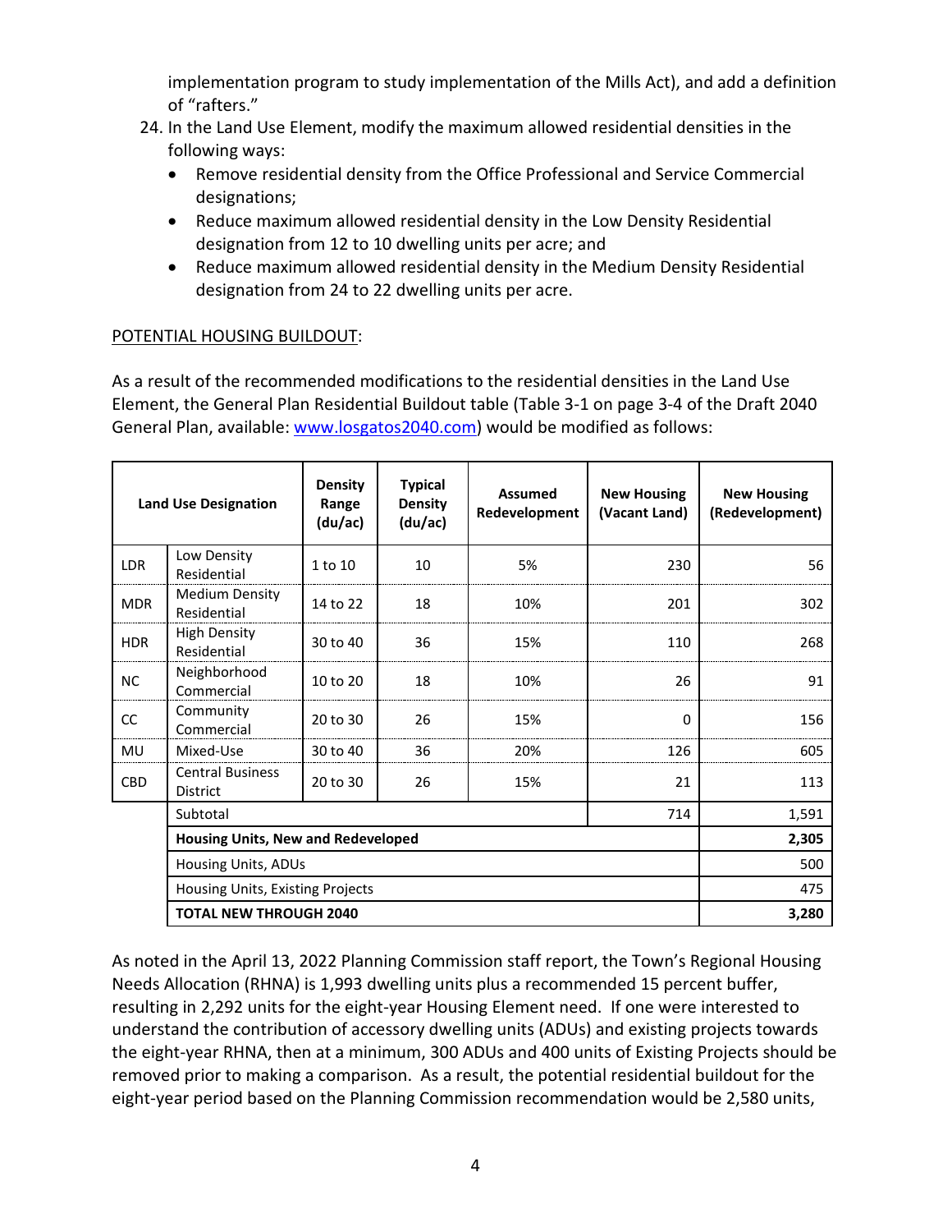implementation program to study implementation of the Mills Act), and add a definition of "rafters."

24. In the Land Use Element, modify the maximum allowed residential densities in the following ways:
    - Remove residential density from the Office Professional and Service Commercial designations;
    - Reduce maximum allowed residential density in the Low Density Residential designation from 12 to 10 dwelling units per acre; and
    - Reduce maximum allowed residential density in the Medium Density Residential designation from 24 to 22 dwelling units per acre.

POTENTIAL HOUSING BUILDOUT:

As a result of the recommended modifications to the residential densities in the Land Use Element, the General Plan Residential Buildout table (Table 3-1 on page 3-4 of the Draft 2040 General Plan, available: www.losgatos2040.com) would be modified as follows:

| Land Use Designation | | Density Range (du/ac) | Typical Density (du/ac) | Assumed Redevelopment | New Housing (Vacant Land) | New Housing (Redevelopment) |
|---|---|---|---|---|---|---|
| LDR | Low Density Residential | 1 to 10 | 10 | 5% | 230 | 56 |
| MDR | Medium Density Residential | 14 to 22 | 18 | 10% | 201 | 302 |
| HDR | High Density Residential | 30 to 40 | 36 | 15% | 110 | 268 |
| NC | Neighborhood Commercial | 10 to 20 | 18 | 10% | 26 | 91 |
| CC | Community Commercial | 20 to 30 | 26 | 15% | 0 | 156 |
| MU | Mixed-Use | 30 to 40 | 36 | 20% | 126 | 605 |
| CBD | Central Business District | 20 to 30 | 26 | 15% | 21 | 113 |
| | Subtotal | | | | 714 | 1,591 |
| | **Housing Units, New and Redeveloped** | | | | | **2,305** |
| | Housing Units, ADUs | | | | | 500 |
| | Housing Units, Existing Projects | | | | | 475 |
| | **TOTAL NEW THROUGH 2040** | | | | | **3,280** |

As noted in the April 13, 2022 Planning Commission staff report, the Town's Regional Housing Needs Allocation (RHNA) is 1,993 dwelling units plus a recommended 15 percent buffer, resulting in 2,292 units for the eight-year Housing Element need. If one were interested to understand the contribution of accessory dwelling units (ADUs) and existing projects towards the eight-year RHNA, then at a minimum, 300 ADUs and 400 units of Existing Projects should be removed prior to making a comparison. As a result, the potential residential buildout for the eight-year period based on the Planning Commission recommendation would be 2,580 units,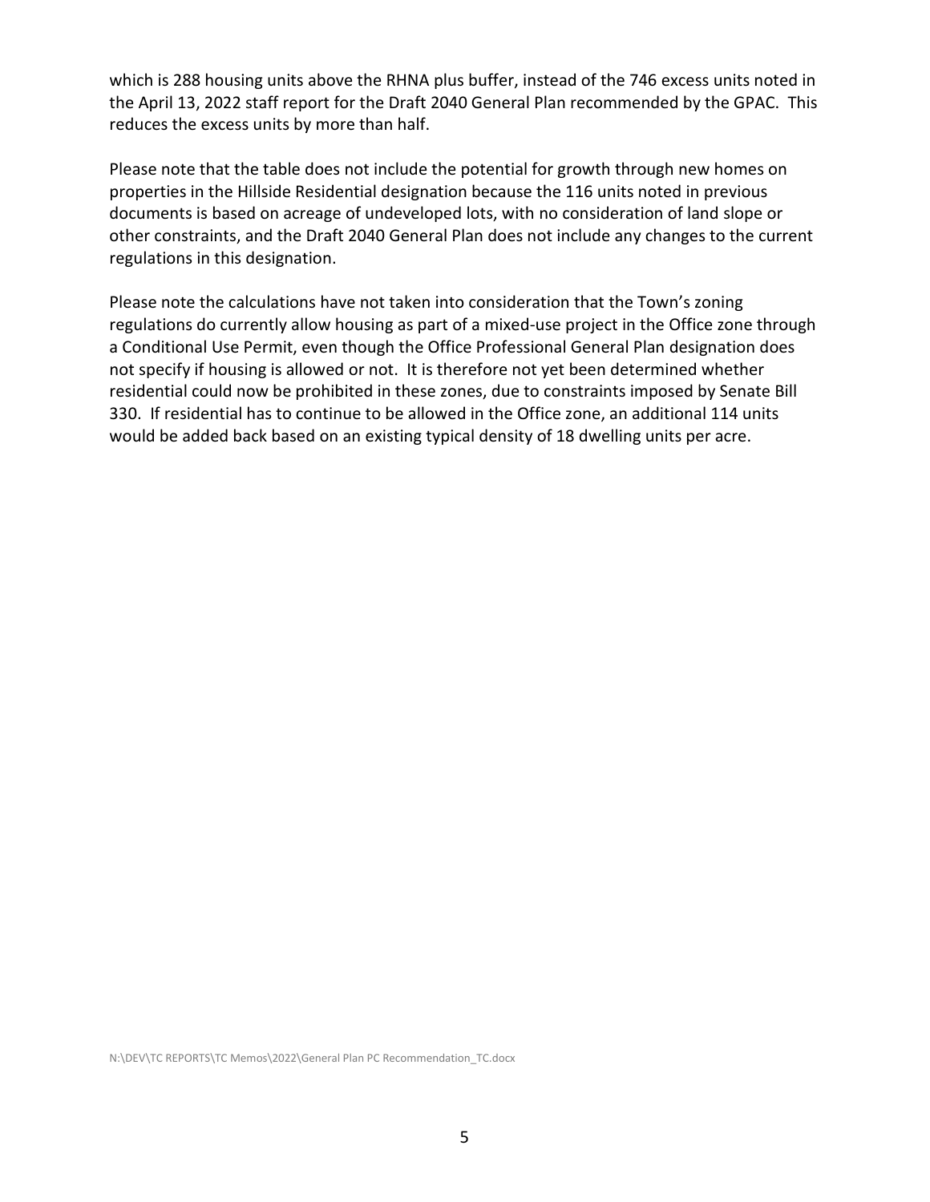which is 288 housing units above the RHNA plus buffer, instead of the 746 excess units noted in the April 13, 2022 staff report for the Draft 2040 General Plan recommended by the GPAC. This reduces the excess units by more than half.

Please note that the table does not include the potential for growth through new homes on properties in the Hillside Residential designation because the 116 units noted in previous documents is based on acreage of undeveloped lots, with no consideration of land slope or other constraints, and the Draft 2040 General Plan does not include any changes to the current regulations in this designation.

Please note the calculations have not taken into consideration that the Town's zoning regulations do currently allow housing as part of a mixed-use project in the Office zone through a Conditional Use Permit, even though the Office Professional General Plan designation does not specify if housing is allowed or not. It is therefore not yet been determined whether residential could now be prohibited in these zones, due to constraints imposed by Senate Bill 330. If residential has to continue to be allowed in the Office zone, an additional 114 units would be added back based on an existing typical density of 18 dwelling units per acre.

N:\DEV\TC REPORTS\TC Memos\2022\General Plan PC Recommendation_TC.docx